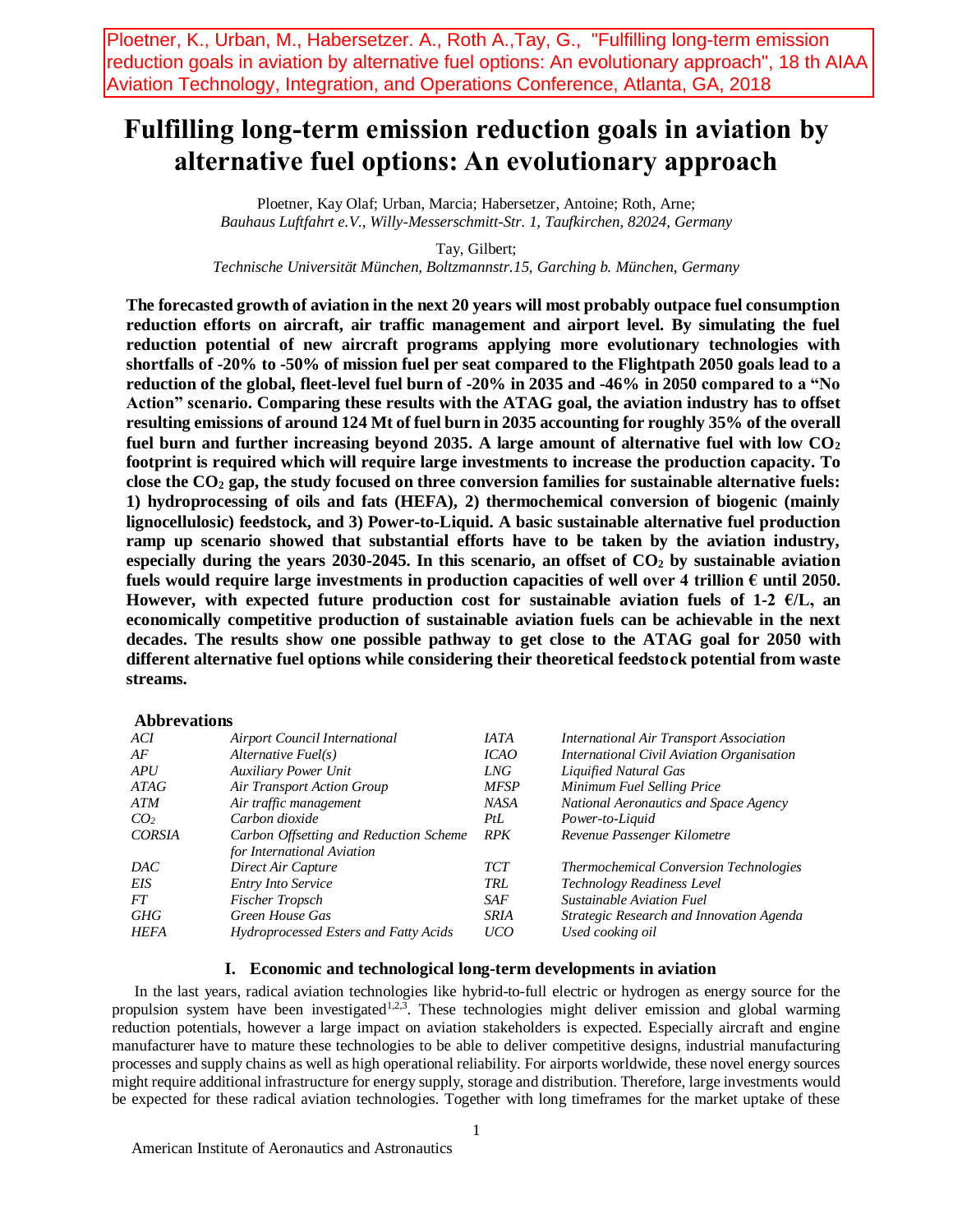Ploetner, K., Urban, M., Habersetzer. A., Roth A.,Tay, G., "Fulfilling long-term emission reduction goals in aviation by alternative fuel options: An evolutionary approach", 18 th AIAA Aviation Technology, Integration, and Operations Conference, Atlanta, GA, 2018

# Fulfilling long-term emission reduction goals in aviation by alternative fuel options: An evolutionary approach

Ploetner, Kay Olaf; Urban, Marcia; Habersetzer, Antoine; Roth, Arne;
*Bauhaus Luftfahrt e.V., Willy-Messerschmitt-Str. 1, Taufkirchen, 82024, Germany*

Tay, Gilbert;
*Technische Universität München, Boltzmannstr.15, Garching b. München, Germany*

**The forecasted growth of aviation in the next 20 years will most probably outpace fuel consumption reduction efforts on aircraft, air traffic management and airport level. By simulating the fuel reduction potential of new aircraft programs applying more evolutionary technologies with shortfalls of -20% to -50% of mission fuel per seat compared to the Flightpath 2050 goals lead to a reduction of the global, fleet-level fuel burn of -20% in 2035 and -46% in 2050 compared to a "No Action" scenario. Comparing these results with the ATAG goal, the aviation industry has to offset resulting emissions of around 124 Mt of fuel burn in 2035 accounting for roughly 35% of the overall fuel burn and further increasing beyond 2035. A large amount of alternative fuel with low $CO_2$ footprint is required which will require large investments to increase the production capacity. To close the $CO_2$ gap, the study focused on three conversion families for sustainable alternative fuels: 1) hydroprocessing of oils and fats (HEFA), 2) thermochemical conversion of biogenic (mainly lignocellulosic) feedstock, and 3) Power-to-Liquid. A basic sustainable alternative fuel production ramp up scenario showed that substantial efforts have to be taken by the aviation industry, especially during the years 2030-2045. In this scenario, an offset of $CO_2$ by sustainable aviation fuels would require large investments in production capacities of well over 4 trillion € until 2050. However, with expected future production cost for sustainable aviation fuels of 1-2 €/L, an economically competitive production of sustainable aviation fuels can be achievable in the next decades. The results show one possible pathway to get close to the ATAG goal for 2050 with different alternative fuel options while considering their theoretical feedstock potential from waste streams.**

### Abbrevations

| | | | |
|---|---|---|---|
| *ACI* | *Airport Council International* | *IATA* | *International Air Transport Association* |
| *AF* | *Alternative Fuel(s)* | *ICAO* | *International Civil Aviation Organisation* |
| *APU* | *Auxiliary Power Unit* | *LNG* | *Liquified Natural Gas* |
| *ATAG* | *Air Transport Action Group* | *MFSP* | *Minimum Fuel Selling Price* |
| *ATM* | *Air traffic management* | *NASA* | *National Aeronautics and Space Agency* |
| *$CO_2$* | *Carbon dioxide* | *PtL* | *Power-to-Liquid* |
| *CORSIA* | *Carbon Offsetting and Reduction Scheme for International Aviation* | *RPK* | *Revenue Passenger Kilometre* |
| *DAC* | *Direct Air Capture* | *TCT* | *Thermochemical Conversion Technologies* |
| *EIS* | *Entry Into Service* | *TRL* | *Technology Readiness Level* |
| *FT* | *Fischer Tropsch* | *SAF* | *Sustainable Aviation Fuel* |
| *GHG* | *Green House Gas* | *SRIA* | *Strategic Research and Innovation Agenda* |
| *HEFA* | *Hydroprocessed Esters and Fatty Acids* | *UCO* | *Used cooking oil* |

## I. Economic and technological long-term developments in aviation

In the last years, radical aviation technologies like hybrid-to-full electric or hydrogen as energy source for the propulsion system have been investigated[1,2,3]. These technologies might deliver emission and global warming reduction potentials, however a large impact on aviation stakeholders is expected. Especially aircraft and engine manufacturer have to mature these technologies to be able to deliver competitive designs, industrial manufacturing processes and supply chains as well as high operational reliability. For airports worldwide, these novel energy sources might require additional infrastructure for energy supply, storage and distribution. Therefore, large investments would be expected for these radical aviation technologies. Together with long timeframes for the market uptake of these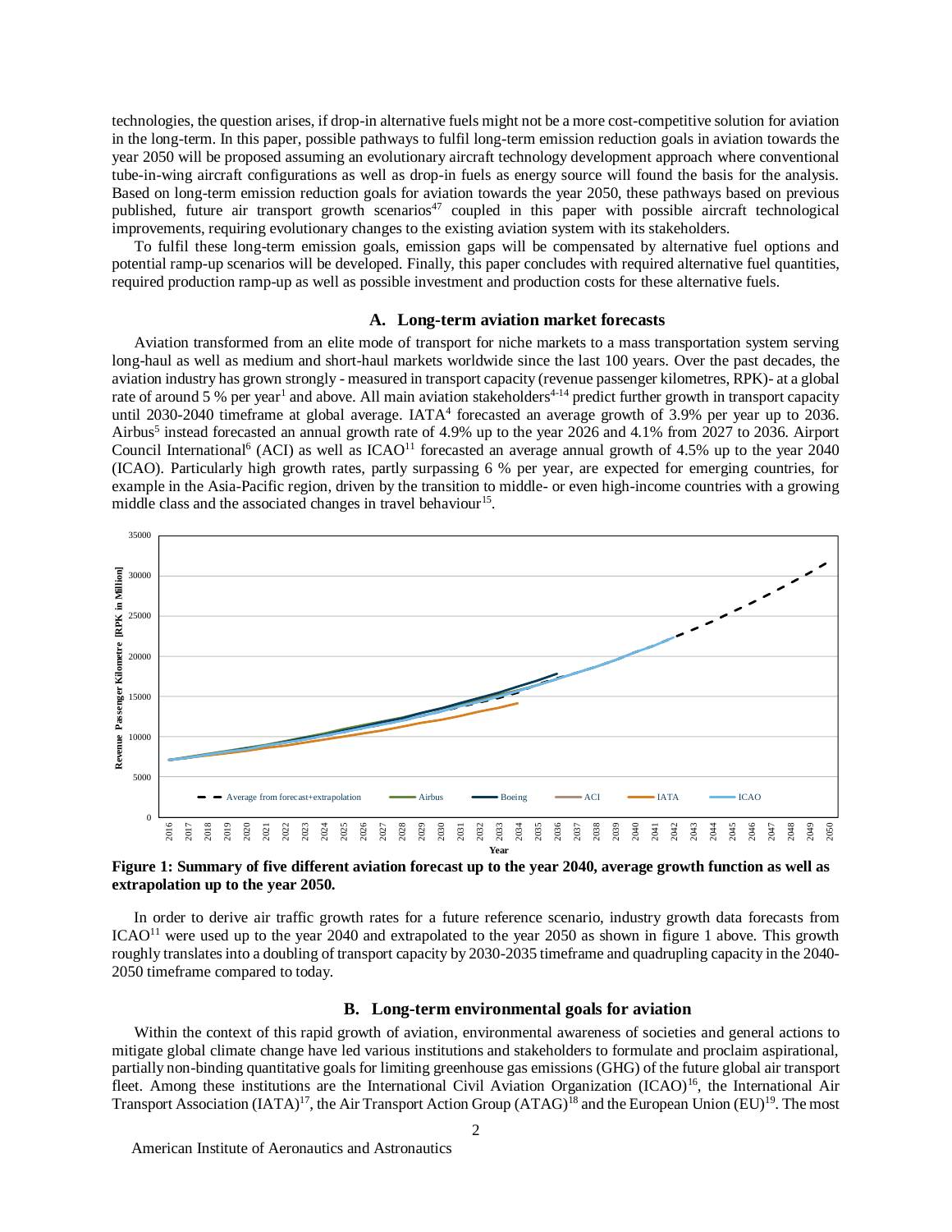technologies, the question arises, if drop-in alternative fuels might not be a more cost-competitive solution for aviation in the long-term. In this paper, possible pathways to fulfil long-term emission reduction goals in aviation towards the year 2050 will be proposed assuming an evolutionary aircraft technology development approach where conventional tube-in-wing aircraft configurations as well as drop-in fuels as energy source will found the basis for the analysis. Based on long-term emission reduction goals for aviation towards the year 2050, these pathways based on previous published, future air transport growth scenarios[47] coupled in this paper with possible aircraft technological improvements, requiring evolutionary changes to the existing aviation system with its stakeholders.

To fulfil these long-term emission goals, emission gaps will be compensated by alternative fuel options and potential ramp-up scenarios will be developed. Finally, this paper concludes with required alternative fuel quantities, required production ramp-up as well as possible investment and production costs for these alternative fuels.

## A. Long-term aviation market forecasts

Aviation transformed from an elite mode of transport for niche markets to a mass transportation system serving long-haul as well as medium and short-haul markets worldwide since the last 100 years. Over the past decades, the aviation industry has grown strongly - measured in transport capacity (revenue passenger kilometres, RPK)- at a global rate of around 5 % per year[1] and above. All main aviation stakeholders[4-14] predict further growth in transport capacity until 2030-2040 timeframe at global average. IATA[4] forecasted an average growth of 3.9% per year up to 2036. Airbus[5] instead forecasted an annual growth rate of 4.9% up to the year 2026 and 4.1% from 2027 to 2036. Airport Council International[6] (ACI) as well as ICAO[11] forecasted an average annual growth of 4.5% up to the year 2040 (ICAO). Particularly high growth rates, partly surpassing 6 % per year, are expected for emerging countries, for example in the Asia-Pacific region, driven by the transition to middle- or even high-income countries with a growing middle class and the associated changes in travel behaviour[15].

**Figure 1: Summary of five different aviation forecast up to the year 2040, average growth function as well as extrapolation up to the year 2050.**

In order to derive air traffic growth rates for a future reference scenario, industry growth data forecasts from ICAO[11] were used up to the year 2040 and extrapolated to the year 2050 as shown in figure 1 above. This growth roughly translates into a doubling of transport capacity by 2030-2035 timeframe and quadrupling capacity in the 2040-2050 timeframe compared to today.

## B. Long-term environmental goals for aviation

Within the context of this rapid growth of aviation, environmental awareness of societies and general actions to mitigate global climate change have led various institutions and stakeholders to formulate and proclaim aspirational, partially non-binding quantitative goals for limiting greenhouse gas emissions (GHG) of the future global air transport fleet. Among these institutions are the International Civil Aviation Organization (ICAO)[16], the International Air Transport Association (IATA)[17], the Air Transport Action Group (ATAG)[18] and the European Union (EU)[19]. The most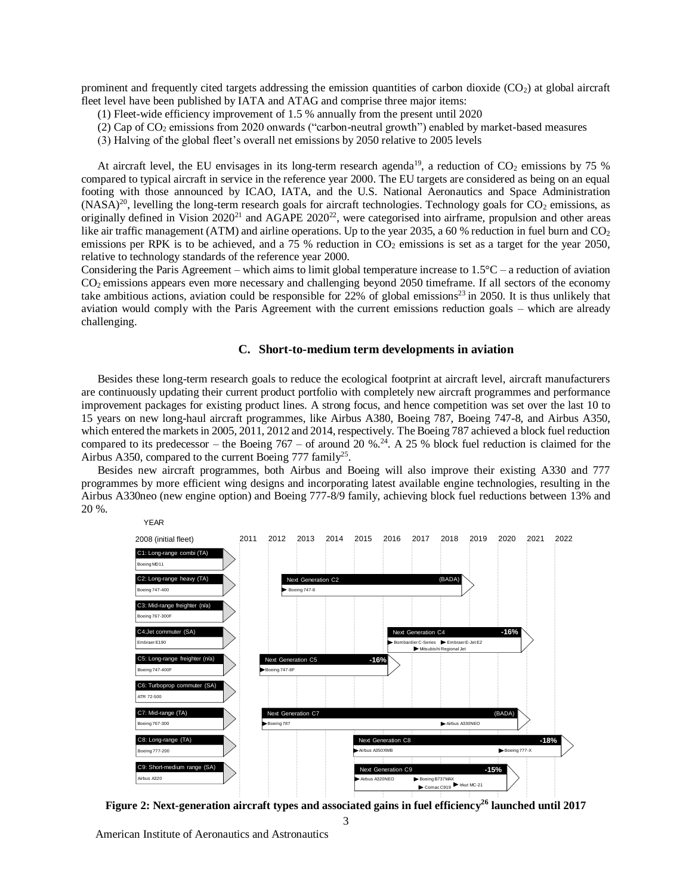prominent and frequently cited targets addressing the emission quantities of carbon dioxide ($CO_2$) at global aircraft fleet level have been published by IATA and ATAG and comprise three major items:

(1) Fleet-wide efficiency improvement of 1.5 % annually from the present until 2020

(2) Cap of $CO_2$ emissions from 2020 onwards ("carbon-neutral growth") enabled by market-based measures

(3) Halving of the global fleet's overall net emissions by 2050 relative to 2005 levels

At aircraft level, the EU envisages in its long-term research agenda[19], a reduction of $CO_2$ emissions by 75 % compared to typical aircraft in service in the reference year 2000. The EU targets are considered as being on an equal footing with those announced by ICAO, IATA, and the U.S. National Aeronautics and Space Administration (NASA)[20], levelling the long-term research goals for aircraft technologies. Technology goals for $CO_2$ emissions, as originally defined in Vision 2020[21] and AGAPE 2020[22], were categorised into airframe, propulsion and other areas like air traffic management (ATM) and airline operations. Up to the year 2035, a 60 % reduction in fuel burn and $CO_2$ emissions per RPK is to be achieved, and a 75 % reduction in $CO_2$ emissions is set as a target for the year 2050, relative to technology standards of the reference year 2000.

Considering the Paris Agreement – which aims to limit global temperature increase to 1.5°C – a reduction of aviation $CO_2$ emissions appears even more necessary and challenging beyond 2050 timeframe. If all sectors of the economy take ambitious actions, aviation could be responsible for 22% of global emissions[23] in 2050. It is thus unlikely that aviation would comply with the Paris Agreement with the current emissions reduction goals – which are already challenging.

## C. Short-to-medium term developments in aviation

Besides these long-term research goals to reduce the ecological footprint at aircraft level, aircraft manufacturers are continuously updating their current product portfolio with completely new aircraft programmes and performance improvement packages for existing product lines. A strong focus, and hence competition was set over the last 10 to 15 years on new long-haul aircraft programmes, like Airbus A380, Boeing 787, Boeing 747-8, and Airbus A350, which entered the markets in 2005, 2011, 2012 and 2014, respectively. The Boeing 787 achieved a block fuel reduction compared to its predecessor – the Boeing 767 – of around 20 %.[24]. A 25 % block fuel reduction is claimed for the Airbus A350, compared to the current Boeing 777 family[25].

Besides new aircraft programmes, both Airbus and Boeing will also improve their existing A330 and 777 programmes by more efficient wing designs and incorporating latest available engine technologies, resulting in the Airbus A330neo (new engine option) and Boeing 777-8/9 family, achieving block fuel reductions between 13% and 20 %.

**Figure 2: Next-generation aircraft types and associated gains in fuel efficiency[26] launched until 2017**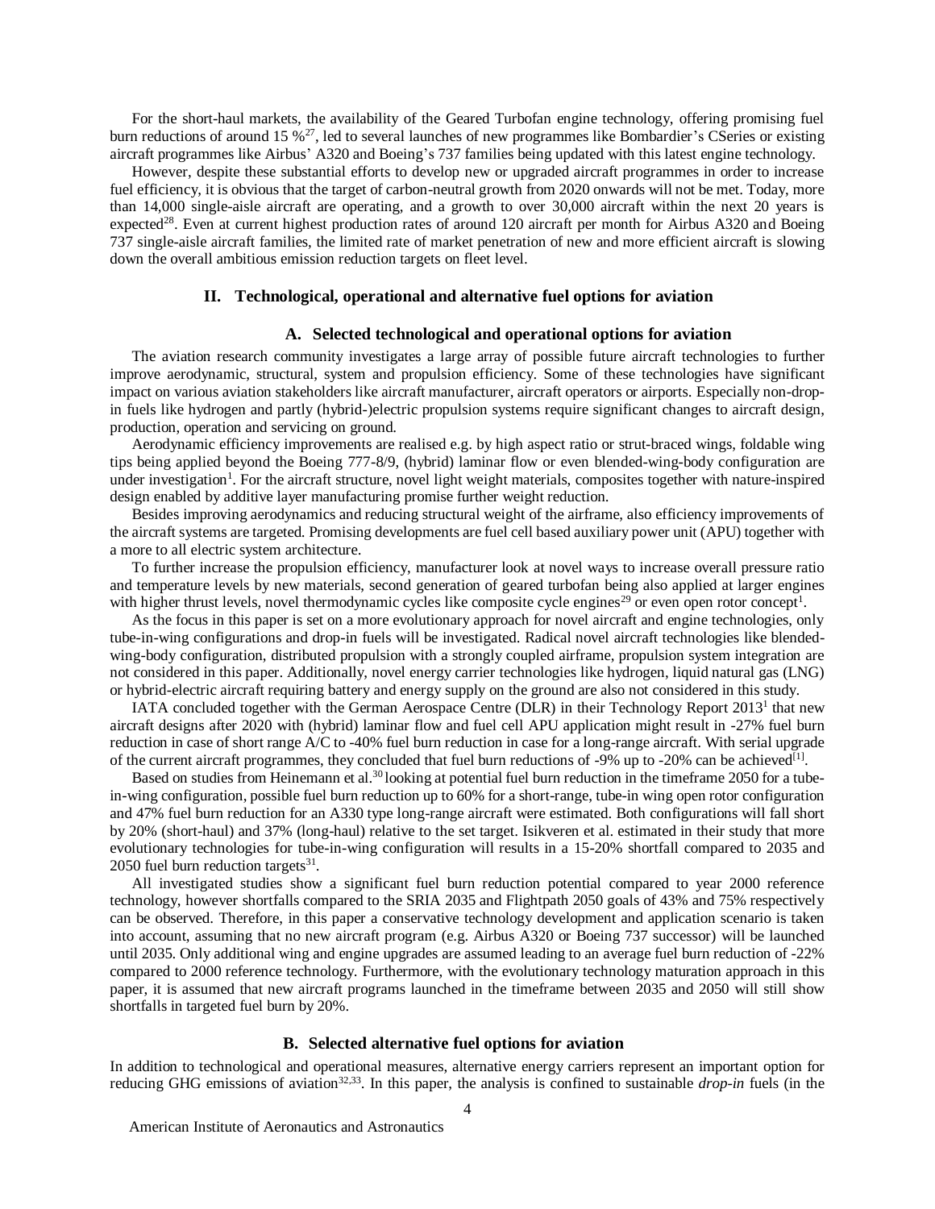For the short-haul markets, the availability of the Geared Turbofan engine technology, offering promising fuel burn reductions of around 15 %[27], led to several launches of new programmes like Bombardier's CSeries or existing aircraft programmes like Airbus' A320 and Boeing's 737 families being updated with this latest engine technology.

However, despite these substantial efforts to develop new or upgraded aircraft programmes in order to increase fuel efficiency, it is obvious that the target of carbon-neutral growth from 2020 onwards will not be met. Today, more than 14,000 single-aisle aircraft are operating, and a growth to over 30,000 aircraft within the next 20 years is expected[28]. Even at current highest production rates of around 120 aircraft per month for Airbus A320 and Boeing 737 single-aisle aircraft families, the limited rate of market penetration of new and more efficient aircraft is slowing down the overall ambitious emission reduction targets on fleet level.

## II. Technological, operational and alternative fuel options for aviation

### A. Selected technological and operational options for aviation

The aviation research community investigates a large array of possible future aircraft technologies to further improve aerodynamic, structural, system and propulsion efficiency. Some of these technologies have significant impact on various aviation stakeholders like aircraft manufacturer, aircraft operators or airports. Especially non-drop-in fuels like hydrogen and partly (hybrid-)electric propulsion systems require significant changes to aircraft design, production, operation and servicing on ground.

Aerodynamic efficiency improvements are realised e.g. by high aspect ratio or strut-braced wings, foldable wing tips being applied beyond the Boeing 777-8/9, (hybrid) laminar flow or even blended-wing-body configuration are under investigation[1]. For the aircraft structure, novel light weight materials, composites together with nature-inspired design enabled by additive layer manufacturing promise further weight reduction.

Besides improving aerodynamics and reducing structural weight of the airframe, also efficiency improvements of the aircraft systems are targeted. Promising developments are fuel cell based auxiliary power unit (APU) together with a more to all electric system architecture.

To further increase the propulsion efficiency, manufacturer look at novel ways to increase overall pressure ratio and temperature levels by new materials, second generation of geared turbofan being also applied at larger engines with higher thrust levels, novel thermodynamic cycles like composite cycle engines[29] or even open rotor concept[1].

As the focus in this paper is set on a more evolutionary approach for novel aircraft and engine technologies, only tube-in-wing configurations and drop-in fuels will be investigated. Radical novel aircraft technologies like blended-wing-body configuration, distributed propulsion with a strongly coupled airframe, propulsion system integration are not considered in this paper. Additionally, novel energy carrier technologies like hydrogen, liquid natural gas (LNG) or hybrid-electric aircraft requiring battery and energy supply on the ground are also not considered in this study.

IATA concluded together with the German Aerospace Centre (DLR) in their Technology Report 2013[1] that new aircraft designs after 2020 with (hybrid) laminar flow and fuel cell APU application might result in -27% fuel burn reduction in case of short range A/C to -40% fuel burn reduction in case for a long-range aircraft. With serial upgrade of the current aircraft programmes, they concluded that fuel burn reductions of -9% up to -20% can be achieved[1].

Based on studies from Heinemann et al.[30] looking at potential fuel burn reduction in the timeframe 2050 for a tube-in-wing configuration, possible fuel burn reduction up to 60% for a short-range, tube-in wing open rotor configuration and 47% fuel burn reduction for an A330 type long-range aircraft were estimated. Both configurations will fall short by 20% (short-haul) and 37% (long-haul) relative to the set target. Isikveren et al. estimated in their study that more evolutionary technologies for tube-in-wing configuration will results in a 15-20% shortfall compared to 2035 and 2050 fuel burn reduction targets[31].

All investigated studies show a significant fuel burn reduction potential compared to year 2000 reference technology, however shortfalls compared to the SRIA 2035 and Flightpath 2050 goals of 43% and 75% respectively can be observed. Therefore, in this paper a conservative technology development and application scenario is taken into account, assuming that no new aircraft program (e.g. Airbus A320 or Boeing 737 successor) will be launched until 2035. Only additional wing and engine upgrades are assumed leading to an average fuel burn reduction of -22% compared to 2000 reference technology. Furthermore, with the evolutionary technology maturation approach in this paper, it is assumed that new aircraft programs launched in the timeframe between 2035 and 2050 will still show shortfalls in targeted fuel burn by 20%.

### B. Selected alternative fuel options for aviation

In addition to technological and operational measures, alternative energy carriers represent an important option for reducing GHG emissions of aviation[32,33]. In this paper, the analysis is confined to sustainable *drop-in* fuels (in the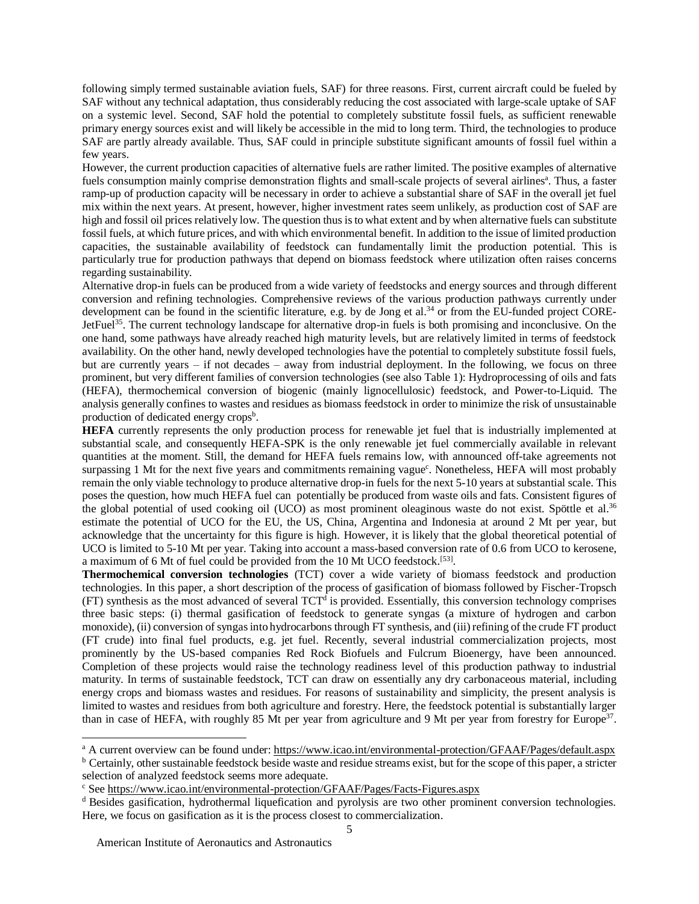following simply termed sustainable aviation fuels, SAF) for three reasons. First, current aircraft could be fueled by SAF without any technical adaptation, thus considerably reducing the cost associated with large-scale uptake of SAF on a systemic level. Second, SAF hold the potential to completely substitute fossil fuels, as sufficient renewable primary energy sources exist and will likely be accessible in the mid to long term. Third, the technologies to produce SAF are partly already available. Thus, SAF could in principle substitute significant amounts of fossil fuel within a few years.

However, the current production capacities of alternative fuels are rather limited. The positive examples of alternative fuels consumption mainly comprise demonstration flights and small-scale projects of several airlines[a]. Thus, a faster ramp-up of production capacity will be necessary in order to achieve a substantial share of SAF in the overall jet fuel mix within the next years. At present, however, higher investment rates seem unlikely, as production cost of SAF are high and fossil oil prices relatively low. The question thus is to what extent and by when alternative fuels can substitute fossil fuels, at which future prices, and with which environmental benefit. In addition to the issue of limited production capacities, the sustainable availability of feedstock can fundamentally limit the production potential. This is particularly true for production pathways that depend on biomass feedstock where utilization often raises concerns regarding sustainability.

Alternative drop-in fuels can be produced from a wide variety of feedstocks and energy sources and through different conversion and refining technologies. Comprehensive reviews of the various production pathways currently under development can be found in the scientific literature, e.g. by de Jong et al.[34] or from the EU-funded project CORE-JetFuel[35]. The current technology landscape for alternative drop-in fuels is both promising and inconclusive. On the one hand, some pathways have already reached high maturity levels, but are relatively limited in terms of feedstock availability. On the other hand, newly developed technologies have the potential to completely substitute fossil fuels, but are currently years – if not decades – away from industrial deployment. In the following, we focus on three prominent, but very different families of conversion technologies (see also Table 1): Hydroprocessing of oils and fats (HEFA), thermochemical conversion of biogenic (mainly lignocellulosic) feedstock, and Power-to-Liquid. The analysis generally confines to wastes and residues as biomass feedstock in order to minimize the risk of unsustainable production of dedicated energy crops[b].

**HEFA** currently represents the only production process for renewable jet fuel that is industrially implemented at substantial scale, and consequently HEFA-SPK is the only renewable jet fuel commercially available in relevant quantities at the moment. Still, the demand for HEFA fuels remains low, with announced off-take agreements not surpassing 1 Mt for the next five years and commitments remaining vague[c]. Nonetheless, HEFA will most probably remain the only viable technology to produce alternative drop-in fuels for the next 5-10 years at substantial scale. This poses the question, how much HEFA fuel can potentially be produced from waste oils and fats. Consistent figures of the global potential of used cooking oil (UCO) as most prominent oleaginous waste do not exist. Spöttle et al.[36] estimate the potential of UCO for the EU, the US, China, Argentina and Indonesia at around 2 Mt per year, but acknowledge that the uncertainty for this figure is high. However, it is likely that the global theoretical potential of UCO is limited to 5-10 Mt per year. Taking into account a mass-based conversion rate of 0.6 from UCO to kerosene, a maximum of 6 Mt of fuel could be provided from the 10 Mt UCO feedstock.[53].

**Thermochemical conversion technologies** (TCT) cover a wide variety of biomass feedstock and production technologies. In this paper, a short description of the process of gasification of biomass followed by Fischer-Tropsch (FT) synthesis as the most advanced of several TCT[d] is provided. Essentially, this conversion technology comprises three basic steps: (i) thermal gasification of feedstock to generate syngas (a mixture of hydrogen and carbon monoxide), (ii) conversion of syngas into hydrocarbons through FT synthesis, and (iii) refining of the crude FT product (FT crude) into final fuel products, e.g. jet fuel. Recently, several industrial commercialization projects, most prominently by the US-based companies Red Rock Biofuels and Fulcrum Bioenergy, have been announced. Completion of these projects would raise the technology readiness level of this production pathway to industrial maturity. In terms of sustainable feedstock, TCT can draw on essentially any dry carbonaceous material, including energy crops and biomass wastes and residues. For reasons of sustainability and simplicity, the present analysis is limited to wastes and residues from both agriculture and forestry. Here, the feedstock potential is substantially larger than in case of HEFA, with roughly 85 Mt per year from agriculture and 9 Mt per year from forestry for Europe[37].

---

[a] A current overview can be found under: https://www.icao.int/environmental-protection/GFAAF/Pages/default.aspx

[b] Certainly, other sustainable feedstock beside waste and residue streams exist, but for the scope of this paper, a stricter selection of analyzed feedstock seems more adequate.

[c] See https://www.icao.int/environmental-protection/GFAAF/Pages/Facts-Figures.aspx

[d] Besides gasification, hydrothermal liquefication and pyrolysis are two other prominent conversion technologies. Here, we focus on gasification as it is the process closest to commercialization.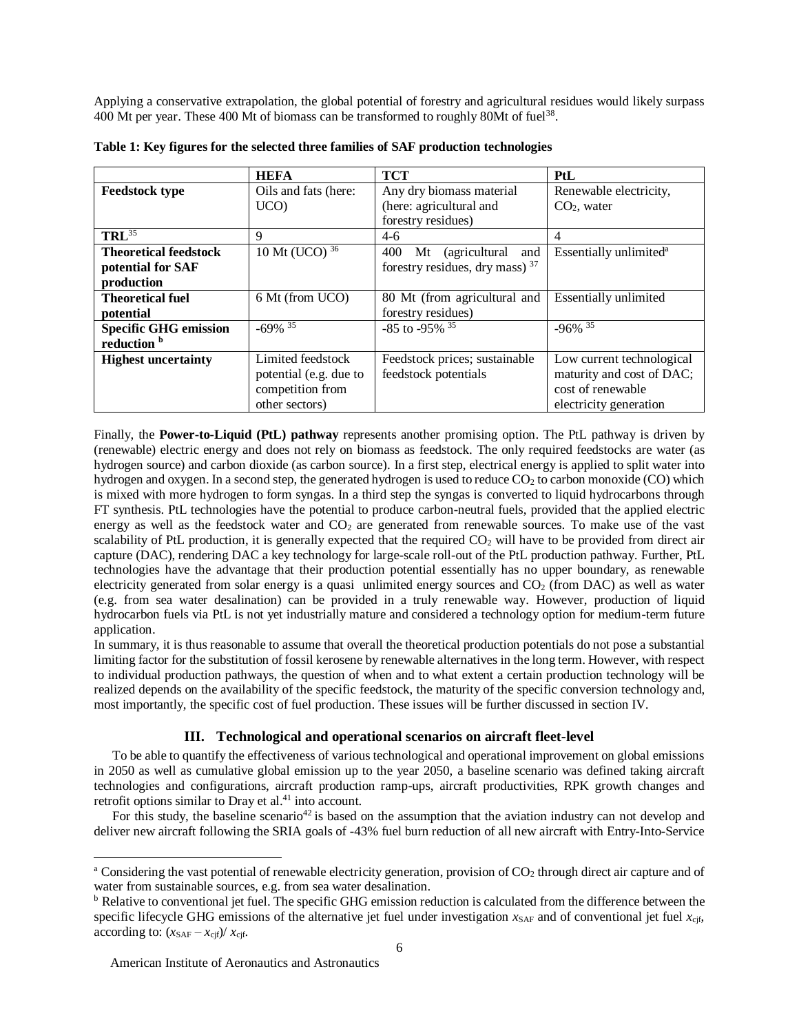Applying a conservative extrapolation, the global potential of forestry and agricultural residues would likely surpass 400 Mt per year. These 400 Mt of biomass can be transformed to roughly 80Mt of fuel[38].

**Table 1: Key figures for the selected three families of SAF production technologies**

| | HEFA | TCT | PtL |
|---|---|---|---|
| **Feedstock type** | Oils and fats (here: UCO) | Any dry biomass material (here: agricultural and forestry residues) | Renewable electricity, $CO_2$, water |
| **TRL**[35] | 9 | 4-6 | 4 |
| **Theoretical feedstock potential for SAF production** | 10 Mt (UCO) [36] | 400 Mt (agricultural and forestry residues, dry mass) [37] | Essentially unlimited[a] |
| **Theoretical fuel potential** | 6 Mt (from UCO) | 80 Mt (from agricultural and forestry residues) | Essentially unlimited |
| **Specific GHG emission reduction** [b] | -69% [35] | -85 to -95% [35] | -96% [35] |
| **Highest uncertainty** | Limited feedstock potential (e.g. due to competition from other sectors) | Feedstock prices; sustainable feedstock potentials | Low current technological maturity and cost of DAC; cost of renewable electricity generation |

Finally, the **Power-to-Liquid (PtL) pathway** represents another promising option. The PtL pathway is driven by (renewable) electric energy and does not rely on biomass as feedstock. The only required feedstocks are water (as hydrogen source) and carbon dioxide (as carbon source). In a first step, electrical energy is applied to split water into hydrogen and oxygen. In a second step, the generated hydrogen is used to reduce $CO_2$ to carbon monoxide (CO) which is mixed with more hydrogen to form syngas. In a third step the syngas is converted to liquid hydrocarbons through FT synthesis. PtL technologies have the potential to produce carbon-neutral fuels, provided that the applied electric energy as well as the feedstock water and $CO_2$ are generated from renewable sources. To make use of the vast scalability of PtL production, it is generally expected that the required $CO_2$ will have to be provided from direct air capture (DAC), rendering DAC a key technology for large-scale roll-out of the PtL production pathway. Further, PtL technologies have the advantage that their production potential essentially has no upper boundary, as renewable electricity generated from solar energy is a quasi unlimited energy sources and $CO_2$ (from DAC) as well as water (e.g. from sea water desalination) can be provided in a truly renewable way. However, production of liquid hydrocarbon fuels via PtL is not yet industrially mature and considered a technology option for medium-term future application.

In summary, it is thus reasonable to assume that overall the theoretical production potentials do not pose a substantial limiting factor for the substitution of fossil kerosene by renewable alternatives in the long term. However, with respect to individual production pathways, the question of when and to what extent a certain production technology will be realized depends on the availability of the specific feedstock, the maturity of the specific conversion technology and, most importantly, the specific cost of fuel production. These issues will be further discussed in section IV.

## III. Technological and operational scenarios on aircraft fleet-level

To be able to quantify the effectiveness of various technological and operational improvement on global emissions in 2050 as well as cumulative global emission up to the year 2050, a baseline scenario was defined taking aircraft technologies and configurations, aircraft production ramp-ups, aircraft productivities, RPK growth changes and retrofit options similar to Dray et al.[41] into account.

For this study, the baseline scenario[42] is based on the assumption that the aviation industry can not develop and deliver new aircraft following the SRIA goals of -43% fuel burn reduction of all new aircraft with Entry-Into-Service

[a] Considering the vast potential of renewable electricity generation, provision of $CO_2$ through direct air capture and of water from sustainable sources, e.g. from sea water desalination.

[b] Relative to conventional jet fuel. The specific GHG emission reduction is calculated from the difference between the specific lifecycle GHG emissions of the alternative jet fuel under investigation $x_{SAF}$ and of conventional jet fuel $x_{cjf}$, according to: $(x_{SAF} - x_{cjf})/ x_{cjf}$.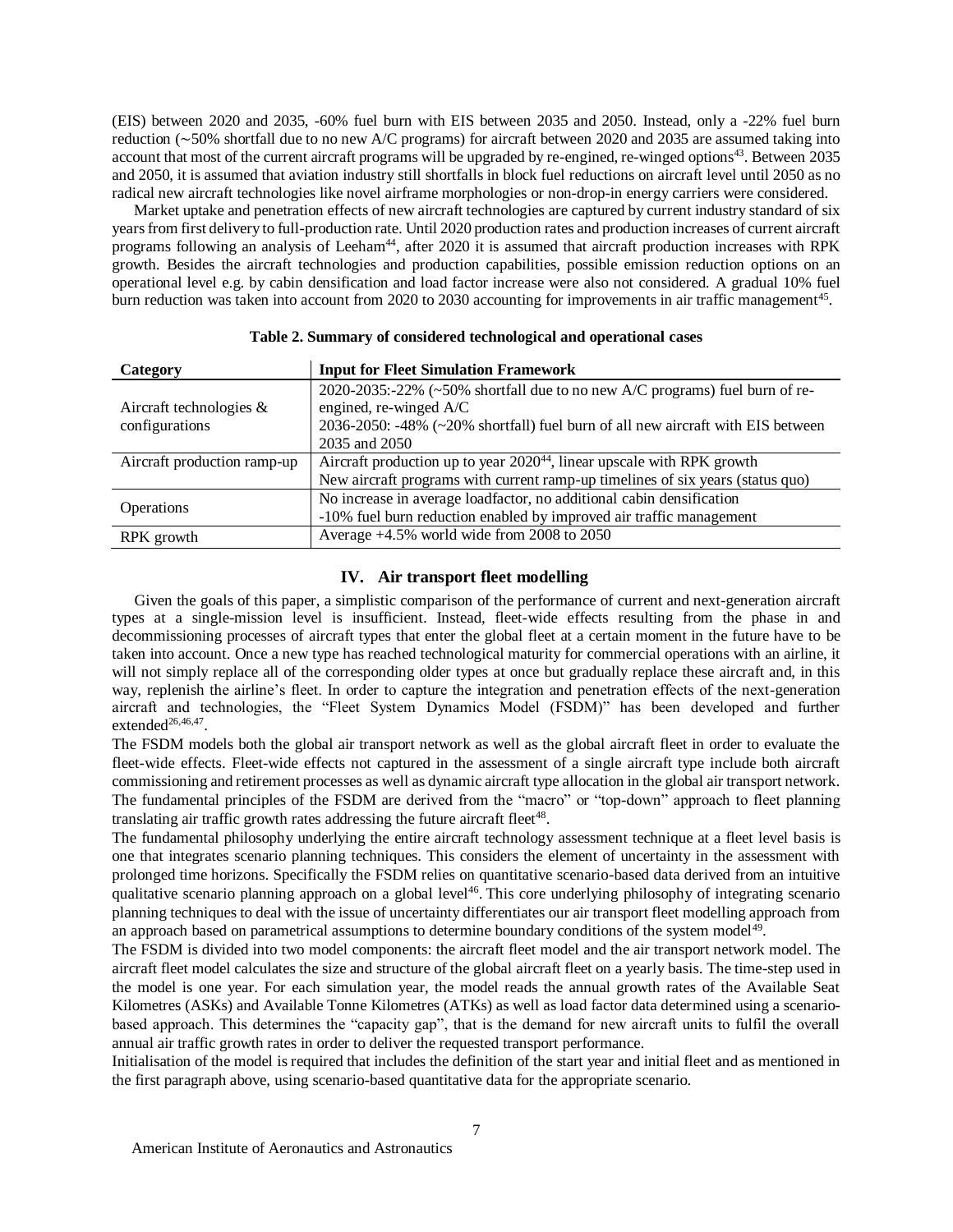(EIS) between 2020 and 2035, -60% fuel burn with EIS between 2035 and 2050. Instead, only a -22% fuel burn reduction (~50% shortfall due to no new A/C programs) for aircraft between 2020 and 2035 are assumed taking into account that most of the current aircraft programs will be upgraded by re-engined, re-winged options[43]. Between 2035 and 2050, it is assumed that aviation industry still shortfalls in block fuel reductions on aircraft level until 2050 as no radical new aircraft technologies like novel airframe morphologies or non-drop-in energy carriers were considered.

Market uptake and penetration effects of new aircraft technologies are captured by current industry standard of six years from first delivery to full-production rate. Until 2020 production rates and production increases of current aircraft programs following an analysis of Leeham[44], after 2020 it is assumed that aircraft production increases with RPK growth. Besides the aircraft technologies and production capabilities, possible emission reduction options on an operational level e.g. by cabin densification and load factor increase were also not considered. A gradual 10% fuel burn reduction was taken into account from 2020 to 2030 accounting for improvements in air traffic management[45].

**Table 2. Summary of considered technological and operational cases**

| Category | Input for Fleet Simulation Framework |
|---|---|
| Aircraft technologies & configurations | 2020-2035:-22% (~50% shortfall due to no new A/C programs) fuel burn of re-engined, re-winged A/C<br>2036-2050: -48% (~20% shortfall) fuel burn of all new aircraft with EIS between 2035 and 2050 |
| Aircraft production ramp-up | Aircraft production up to year 2020[44], linear upscale with RPK growth<br>New aircraft programs with current ramp-up timelines of six years (status quo) |
| Operations | No increase in average loadfactor, no additional cabin densification<br>-10% fuel burn reduction enabled by improved air traffic management |
| RPK growth | Average +4.5% world wide from 2008 to 2050 |

## IV. Air transport fleet modelling

Given the goals of this paper, a simplistic comparison of the performance of current and next-generation aircraft types at a single-mission level is insufficient. Instead, fleet-wide effects resulting from the phase in and decommissioning processes of aircraft types that enter the global fleet at a certain moment in the future have to be taken into account. Once a new type has reached technological maturity for commercial operations with an airline, it will not simply replace all of the corresponding older types at once but gradually replace these aircraft and, in this way, replenish the airline's fleet. In order to capture the integration and penetration effects of the next-generation aircraft and technologies, the "Fleet System Dynamics Model (FSDM)" has been developed and further extended[26,46,47].

The FSDM models both the global air transport network as well as the global aircraft fleet in order to evaluate the fleet-wide effects. Fleet-wide effects not captured in the assessment of a single aircraft type include both aircraft commissioning and retirement processes as well as dynamic aircraft type allocation in the global air transport network. The fundamental principles of the FSDM are derived from the "macro" or "top-down" approach to fleet planning translating air traffic growth rates addressing the future aircraft fleet[48].

The fundamental philosophy underlying the entire aircraft technology assessment technique at a fleet level basis is one that integrates scenario planning techniques. This considers the element of uncertainty in the assessment with prolonged time horizons. Specifically the FSDM relies on quantitative scenario-based data derived from an intuitive qualitative scenario planning approach on a global level[46]. This core underlying philosophy of integrating scenario planning techniques to deal with the issue of uncertainty differentiates our air transport fleet modelling approach from an approach based on parametrical assumptions to determine boundary conditions of the system model[49].

The FSDM is divided into two model components: the aircraft fleet model and the air transport network model. The aircraft fleet model calculates the size and structure of the global aircraft fleet on a yearly basis. The time-step used in the model is one year. For each simulation year, the model reads the annual growth rates of the Available Seat Kilometres (ASKs) and Available Tonne Kilometres (ATKs) as well as load factor data determined using a scenario-based approach. This determines the "capacity gap", that is the demand for new aircraft units to fulfil the overall annual air traffic growth rates in order to deliver the requested transport performance.

Initialisation of the model is required that includes the definition of the start year and initial fleet and as mentioned in the first paragraph above, using scenario-based quantitative data for the appropriate scenario.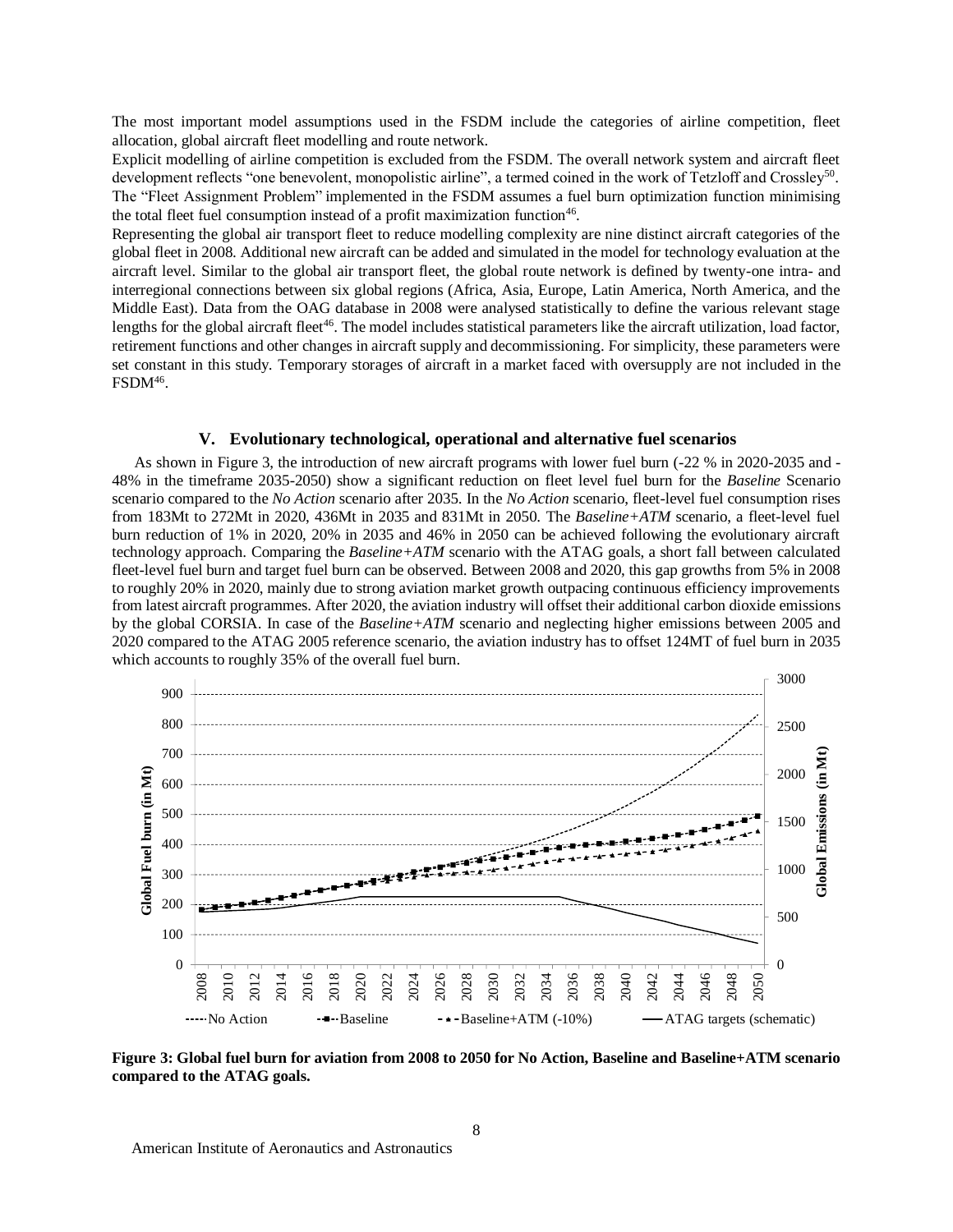The most important model assumptions used in the FSDM include the categories of airline competition, fleet allocation, global aircraft fleet modelling and route network.

Explicit modelling of airline competition is excluded from the FSDM. The overall network system and aircraft fleet development reflects "one benevolent, monopolistic airline", a termed coined in the work of Tetzloff and Crossley[50]. The "Fleet Assignment Problem" implemented in the FSDM assumes a fuel burn optimization function minimising the total fleet fuel consumption instead of a profit maximization function[46].

Representing the global air transport fleet to reduce modelling complexity are nine distinct aircraft categories of the global fleet in 2008. Additional new aircraft can be added and simulated in the model for technology evaluation at the aircraft level. Similar to the global air transport fleet, the global route network is defined by twenty-one intra- and interregional connections between six global regions (Africa, Asia, Europe, Latin America, North America, and the Middle East). Data from the OAG database in 2008 were analysed statistically to define the various relevant stage lengths for the global aircraft fleet[46]. The model includes statistical parameters like the aircraft utilization, load factor, retirement functions and other changes in aircraft supply and decommissioning. For simplicity, these parameters were set constant in this study. Temporary storages of aircraft in a market faced with oversupply are not included in the FSDM[46].

## V. Evolutionary technological, operational and alternative fuel scenarios

As shown in Figure 3, the introduction of new aircraft programs with lower fuel burn (-22 % in 2020-2035 and -48% in the timeframe 2035-2050) show a significant reduction on fleet level fuel burn for the *Baseline* Scenario scenario compared to the *No Action* scenario after 2035. In the *No Action* scenario, fleet-level fuel consumption rises from 183Mt to 272Mt in 2020, 436Mt in 2035 and 831Mt in 2050. The *Baseline+ATM* scenario, a fleet-level fuel burn reduction of 1% in 2020, 20% in 2035 and 46% in 2050 can be achieved following the evolutionary aircraft technology approach. Comparing the *Baseline+ATM* scenario with the ATAG goals, a short fall between calculated fleet-level fuel burn and target fuel burn can be observed. Between 2008 and 2020, this gap growths from 5% in 2008 to roughly 20% in 2020, mainly due to strong aviation market growth outpacing continuous efficiency improvements from latest aircraft programmes. After 2020, the aviation industry will offset their additional carbon dioxide emissions by the global CORSIA. In case of the *Baseline+ATM* scenario and neglecting higher emissions between 2005 and 2020 compared to the ATAG 2005 reference scenario, the aviation industry has to offset 124MT of fuel burn in 2035 which accounts to roughly 35% of the overall fuel burn.

**Figure 3: Global fuel burn for aviation from 2008 to 2050 for No Action, Baseline and Baseline+ATM scenario compared to the ATAG goals.**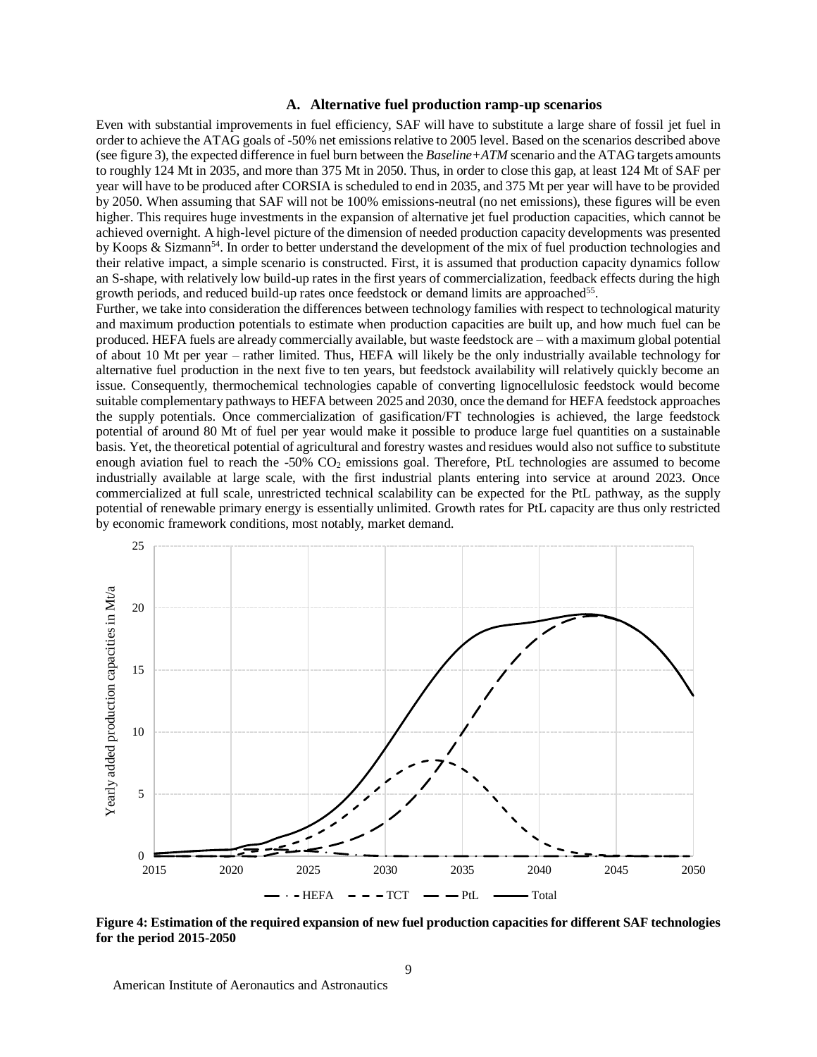### A. Alternative fuel production ramp-up scenarios

Even with substantial improvements in fuel efficiency, SAF will have to substitute a large share of fossil jet fuel in order to achieve the ATAG goals of -50% net emissions relative to 2005 level. Based on the scenarios described above (see figure 3), the expected difference in fuel burn between the *Baseline+ATM* scenario and the ATAG targets amounts to roughly 124 Mt in 2035, and more than 375 Mt in 2050. Thus, in order to close this gap, at least 124 Mt of SAF per year will have to be produced after CORSIA is scheduled to end in 2035, and 375 Mt per year will have to be provided by 2050. When assuming that SAF will not be 100% emissions-neutral (no net emissions), these figures will be even higher. This requires huge investments in the expansion of alternative jet fuel production capacities, which cannot be achieved overnight. A high-level picture of the dimension of needed production capacity developments was presented by Koops & Sizmann[54]. In order to better understand the development of the mix of fuel production technologies and their relative impact, a simple scenario is constructed. First, it is assumed that production capacity dynamics follow an S-shape, with relatively low build-up rates in the first years of commercialization, feedback effects during the high growth periods, and reduced build-up rates once feedstock or demand limits are approached[55].

Further, we take into consideration the differences between technology families with respect to technological maturity and maximum production potentials to estimate when production capacities are built up, and how much fuel can be produced. HEFA fuels are already commercially available, but waste feedstock are – with a maximum global potential of about 10 Mt per year – rather limited. Thus, HEFA will likely be the only industrially available technology for alternative fuel production in the next five to ten years, but feedstock availability will relatively quickly become an issue. Consequently, thermochemical technologies capable of converting lignocellulosic feedstock would become suitable complementary pathways to HEFA between 2025 and 2030, once the demand for HEFA feedstock approaches the supply potentials. Once commercialization of gasification/FT technologies is achieved, the large feedstock potential of around 80 Mt of fuel per year would make it possible to produce large fuel quantities on a sustainable basis. Yet, the theoretical potential of agricultural and forestry wastes and residues would also not suffice to substitute enough aviation fuel to reach the -50% $CO_2$ emissions goal. Therefore, PtL technologies are assumed to become industrially available at large scale, with the first industrial plants entering into service at around 2023. Once commercialized at full scale, unrestricted technical scalability can be expected for the PtL pathway, as the supply potential of renewable primary energy is essentially unlimited. Growth rates for PtL capacity are thus only restricted by economic framework conditions, most notably, market demand.

**Figure 4: Estimation of the required expansion of new fuel production capacities for different SAF technologies for the period 2015-2050**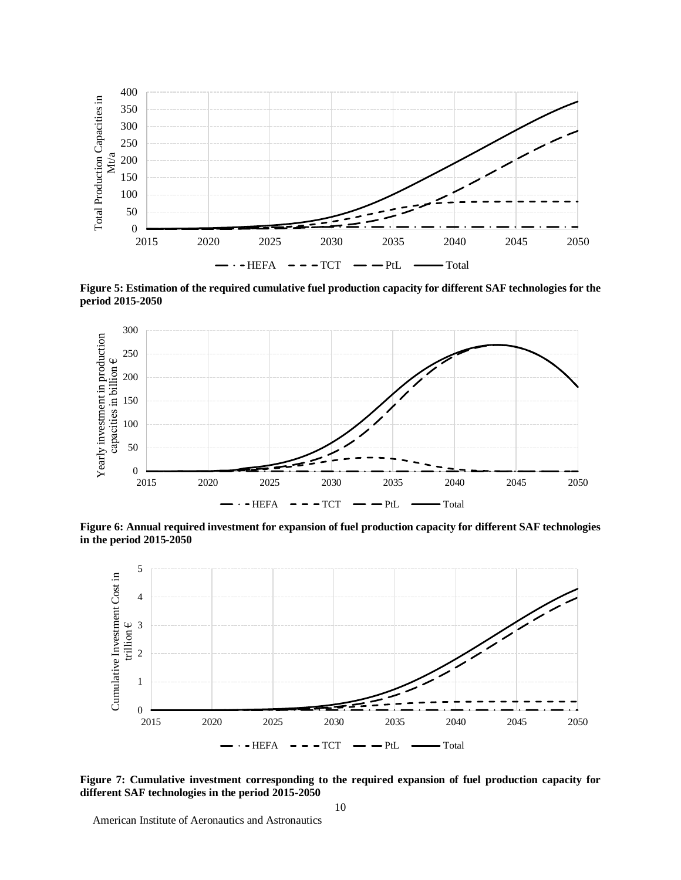**Figure 5: Estimation of the required cumulative fuel production capacity for different SAF technologies for the period 2015-2050**

**Figure 6: Annual required investment for expansion of fuel production capacity for different SAF technologies in the period 2015-2050**

**Figure 7: Cumulative investment corresponding to the required expansion of fuel production capacity for different SAF technologies in the period 2015-2050**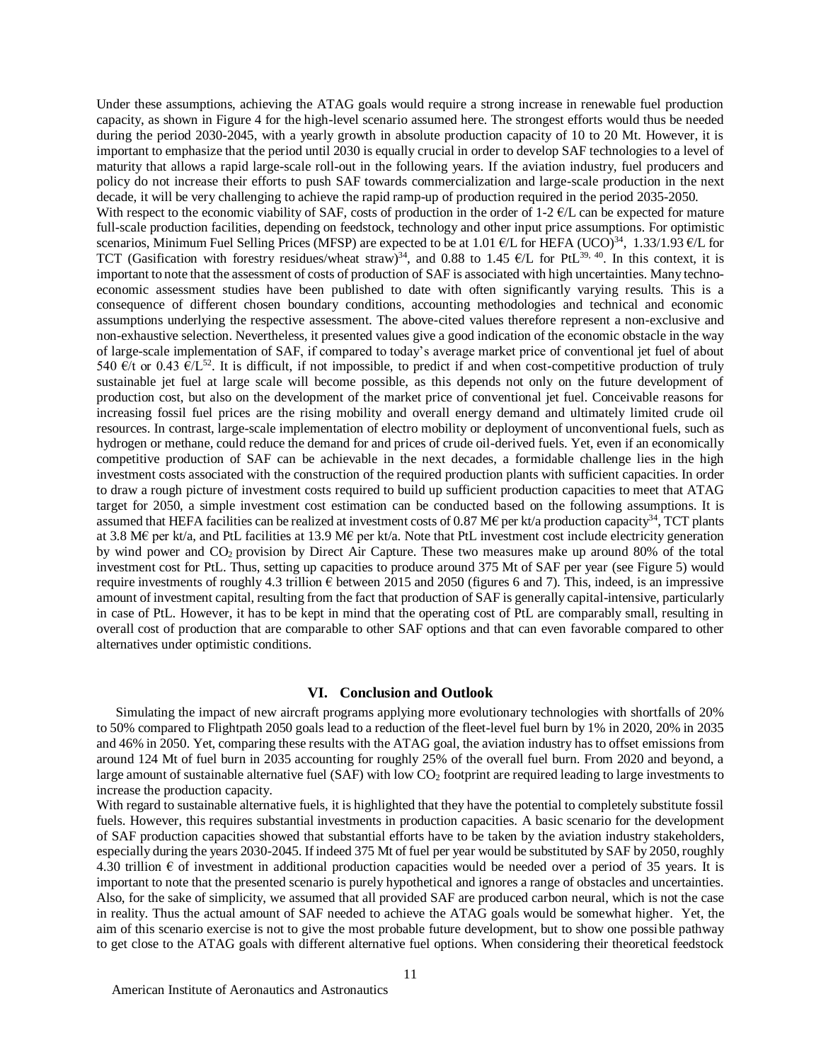Under these assumptions, achieving the ATAG goals would require a strong increase in renewable fuel production capacity, as shown in Figure 4 for the high-level scenario assumed here. The strongest efforts would thus be needed during the period 2030-2045, with a yearly growth in absolute production capacity of 10 to 20 Mt. However, it is important to emphasize that the period until 2030 is equally crucial in order to develop SAF technologies to a level of maturity that allows a rapid large-scale roll-out in the following years. If the aviation industry, fuel producers and policy do not increase their efforts to push SAF towards commercialization and large-scale production in the next decade, it will be very challenging to achieve the rapid ramp-up of production required in the period 2035-2050.

With respect to the economic viability of SAF, costs of production in the order of 1-2 €/L can be expected for mature full-scale production facilities, depending on feedstock, technology and other input price assumptions. For optimistic scenarios, Minimum Fuel Selling Prices (MFSP) are expected to be at 1.01 €/L for HEFA (UCO)[34], 1.33/1.93 €/L for TCT (Gasification with forestry residues/wheat straw)[34], and 0.88 to 1.45 €/L for PtL[39, 40]. In this context, it is important to note that the assessment of costs of production of SAF is associated with high uncertainties. Many techno-economic assessment studies have been published to date with often significantly varying results. This is a consequence of different chosen boundary conditions, accounting methodologies and technical and economic assumptions underlying the respective assessment. The above-cited values therefore represent a non-exclusive and non-exhaustive selection. Nevertheless, it presented values give a good indication of the economic obstacle in the way of large-scale implementation of SAF, if compared to today's average market price of conventional jet fuel of about 540 €/t or 0.43 €/L[52]. It is difficult, if not impossible, to predict if and when cost-competitive production of truly sustainable jet fuel at large scale will become possible, as this depends not only on the future development of production cost, but also on the development of the market price of conventional jet fuel. Conceivable reasons for increasing fossil fuel prices are the rising mobility and overall energy demand and ultimately limited crude oil resources. In contrast, large-scale implementation of electro mobility or deployment of unconventional fuels, such as hydrogen or methane, could reduce the demand for and prices of crude oil-derived fuels. Yet, even if an economically competitive production of SAF can be achievable in the next decades, a formidable challenge lies in the high investment costs associated with the construction of the required production plants with sufficient capacities. In order to draw a rough picture of investment costs required to build up sufficient production capacities to meet that ATAG target for 2050, a simple investment cost estimation can be conducted based on the following assumptions. It is assumed that HEFA facilities can be realized at investment costs of 0.87 M€ per kt/a production capacity[34], TCT plants at 3.8 M€ per kt/a, and PtL facilities at 13.9 M€ per kt/a. Note that PtL investment cost include electricity generation by wind power and $CO_2$ provision by Direct Air Capture. These two measures make up around 80% of the total investment cost for PtL. Thus, setting up capacities to produce around 375 Mt of SAF per year (see Figure 5) would require investments of roughly 4.3 trillion € between 2015 and 2050 (figures 6 and 7). This, indeed, is an impressive amount of investment capital, resulting from the fact that production of SAF is generally capital-intensive, particularly in case of PtL. However, it has to be kept in mind that the operating cost of PtL are comparably small, resulting in overall cost of production that are comparable to other SAF options and that can even favorable compared to other alternatives under optimistic conditions.

## VI. Conclusion and Outlook

Simulating the impact of new aircraft programs applying more evolutionary technologies with shortfalls of 20% to 50% compared to Flightpath 2050 goals lead to a reduction of the fleet-level fuel burn by 1% in 2020, 20% in 2035 and 46% in 2050. Yet, comparing these results with the ATAG goal, the aviation industry has to offset emissions from around 124 Mt of fuel burn in 2035 accounting for roughly 25% of the overall fuel burn. From 2020 and beyond, a large amount of sustainable alternative fuel (SAF) with low $CO_2$ footprint are required leading to large investments to increase the production capacity.

With regard to sustainable alternative fuels, it is highlighted that they have the potential to completely substitute fossil fuels. However, this requires substantial investments in production capacities. A basic scenario for the development of SAF production capacities showed that substantial efforts have to be taken by the aviation industry stakeholders, especially during the years 2030-2045. If indeed 375 Mt of fuel per year would be substituted by SAF by 2050, roughly 4.30 trillion € of investment in additional production capacities would be needed over a period of 35 years. It is important to note that the presented scenario is purely hypothetical and ignores a range of obstacles and uncertainties. Also, for the sake of simplicity, we assumed that all provided SAF are produced carbon neural, which is not the case in reality. Thus the actual amount of SAF needed to achieve the ATAG goals would be somewhat higher. Yet, the aim of this scenario exercise is not to give the most probable future development, but to show one possible pathway to get close to the ATAG goals with different alternative fuel options. When considering their theoretical feedstock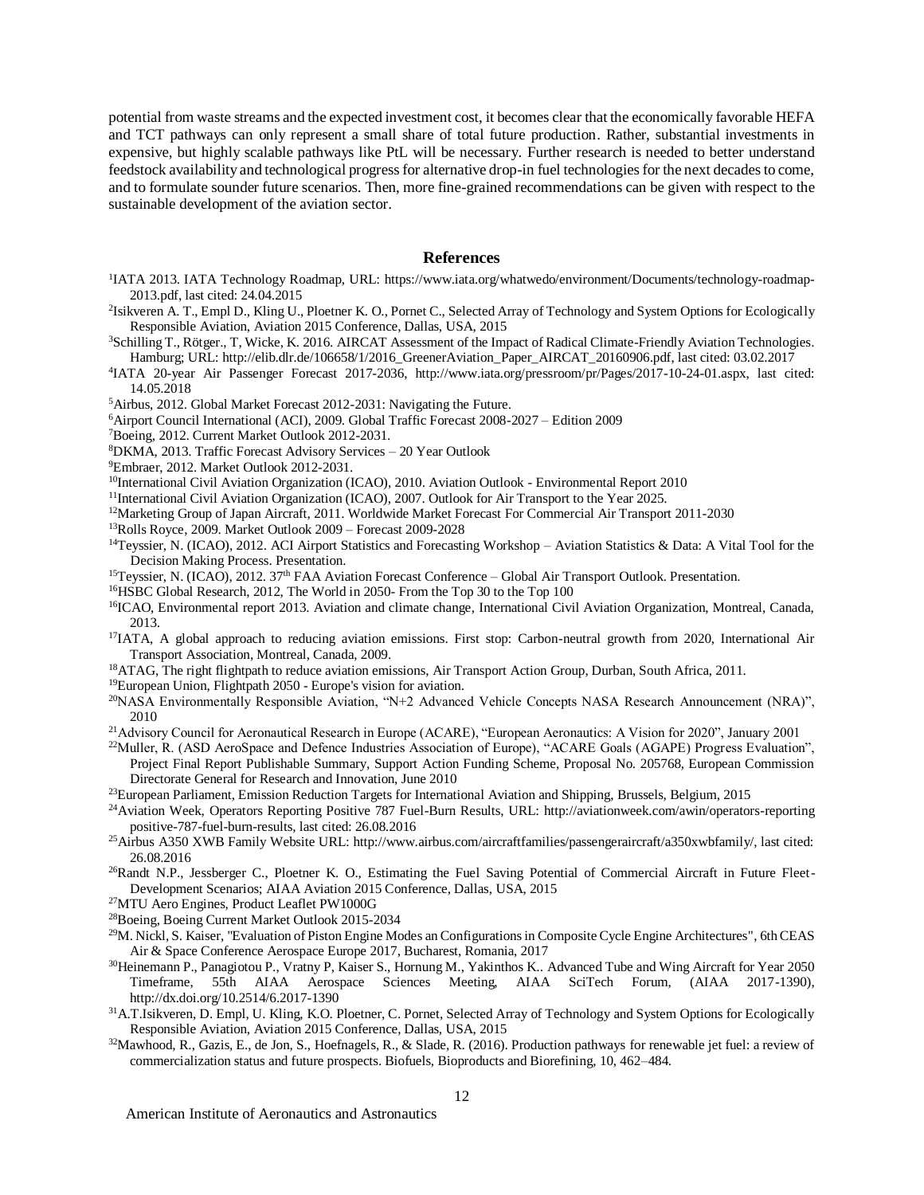potential from waste streams and the expected investment cost, it becomes clear that the economically favorable HEFA and TCT pathways can only represent a small share of total future production. Rather, substantial investments in expensive, but highly scalable pathways like PtL will be necessary. Further research is needed to better understand feedstock availability and technological progress for alternative drop-in fuel technologies for the next decades to come, and to formulate sounder future scenarios. Then, more fine-grained recommendations can be given with respect to the sustainable development of the aviation sector.

## References

[1]IATA 2013. IATA Technology Roadmap, URL: https://www.iata.org/whatwedo/environment/Documents/technology-roadmap-2013.pdf, last cited: 24.04.2015

[2]Isikveren A. T., Empl D., Kling U., Ploetner K. O., Pornet C., Selected Array of Technology and System Options for Ecologically Responsible Aviation, Aviation 2015 Conference, Dallas, USA, 2015

[3]Schilling T., Rötger., T, Wicke, K. 2016. AIRCAT Assessment of the Impact of Radical Climate-Friendly Aviation Technologies. Hamburg; URL: http://elib.dlr.de/106658/1/2016_GreenerAviation_Paper_AIRCAT_20160906.pdf, last cited: 03.02.2017

[4]IATA 20-year Air Passenger Forecast 2017-2036, http://www.iata.org/pressroom/pr/Pages/2017-10-24-01.aspx, last cited: 14.05.2018

[5]Airbus, 2012. Global Market Forecast 2012-2031: Navigating the Future.

[6]Airport Council International (ACI), 2009. Global Traffic Forecast 2008-2027 – Edition 2009

[7]Boeing, 2012. Current Market Outlook 2012-2031.

[8]DKMA, 2013. Traffic Forecast Advisory Services – 20 Year Outlook

[9]Embraer, 2012. Market Outlook 2012-2031.

[10]International Civil Aviation Organization (ICAO), 2010. Aviation Outlook - Environmental Report 2010

[11]International Civil Aviation Organization (ICAO), 2007. Outlook for Air Transport to the Year 2025.

[12]Marketing Group of Japan Aircraft, 2011. Worldwide Market Forecast For Commercial Air Transport 2011-2030

[13]Rolls Royce, 2009. Market Outlook 2009 – Forecast 2009-2028

[14]Teyssier, N. (ICAO), 2012. ACI Airport Statistics and Forecasting Workshop – Aviation Statistics & Data: A Vital Tool for the Decision Making Process. Presentation.

[15]Teyssier, N. (ICAO), 2012. 37th FAA Aviation Forecast Conference – Global Air Transport Outlook. Presentation.

[16]HSBC Global Research, 2012, The World in 2050- From the Top 30 to the Top 100

[16]ICAO, Environmental report 2013. Aviation and climate change, International Civil Aviation Organization, Montreal, Canada, 2013.

[17]IATA, A global approach to reducing aviation emissions. First stop: Carbon-neutral growth from 2020, International Air Transport Association, Montreal, Canada, 2009.

[18]ATAG, The right flightpath to reduce aviation emissions, Air Transport Action Group, Durban, South Africa, 2011.

[19]European Union, Flightpath 2050 - Europe's vision for aviation.

[20]NASA Environmentally Responsible Aviation, "N+2 Advanced Vehicle Concepts NASA Research Announcement (NRA)", 2010

[21]Advisory Council for Aeronautical Research in Europe (ACARE), "European Aeronautics: A Vision for 2020", January 2001

[22]Muller, R. (ASD AeroSpace and Defence Industries Association of Europe), "ACARE Goals (AGAPE) Progress Evaluation", Project Final Report Publishable Summary, Support Action Funding Scheme, Proposal No. 205768, European Commission Directorate General for Research and Innovation, June 2010

[23]European Parliament, Emission Reduction Targets for International Aviation and Shipping, Brussels, Belgium, 2015

[24]Aviation Week, Operators Reporting Positive 787 Fuel-Burn Results, URL: http://aviationweek.com/awin/operators-reporting positive-787-fuel-burn-results, last cited: 26.08.2016

[25]Airbus A350 XWB Family Website URL: http://www.airbus.com/aircraftfamilies/passengeraircraft/a350xwbfamily/, last cited: 26.08.2016

[26]Randt N.P., Jessberger C., Ploetner K. O., Estimating the Fuel Saving Potential of Commercial Aircraft in Future Fleet-Development Scenarios; AIAA Aviation 2015 Conference, Dallas, USA, 2015

[27]MTU Aero Engines, Product Leaflet PW1000G

[28]Boeing, Boeing Current Market Outlook 2015-2034

[29]M. Nickl, S. Kaiser, "Evaluation of Piston Engine Modes an Configurations in Composite Cycle Engine Architectures", 6th CEAS Air & Space Conference Aerospace Europe 2017, Bucharest, Romania, 2017

[30]Heinemann P., Panagiotou P., Vratny P, Kaiser S., Hornung M., Yakinthos K.. Advanced Tube and Wing Aircraft for Year 2050 Timeframe, 55th AIAA Aerospace Sciences Meeting, AIAA SciTech Forum, (AIAA 2017-1390), http://dx.doi.org/10.2514/6.2017-1390

[31]A.T.Isikveren, D. Empl, U. Kling, K.O. Ploetner, C. Pornet, Selected Array of Technology and System Options for Ecologically Responsible Aviation, Aviation 2015 Conference, Dallas, USA, 2015

[32]Mawhood, R., Gazis, E., de Jon, S., Hoefnagels, R., & Slade, R. (2016). Production pathways for renewable jet fuel: a review of commercialization status and future prospects. Biofuels, Bioproducts and Biorefining, 10, 462–484.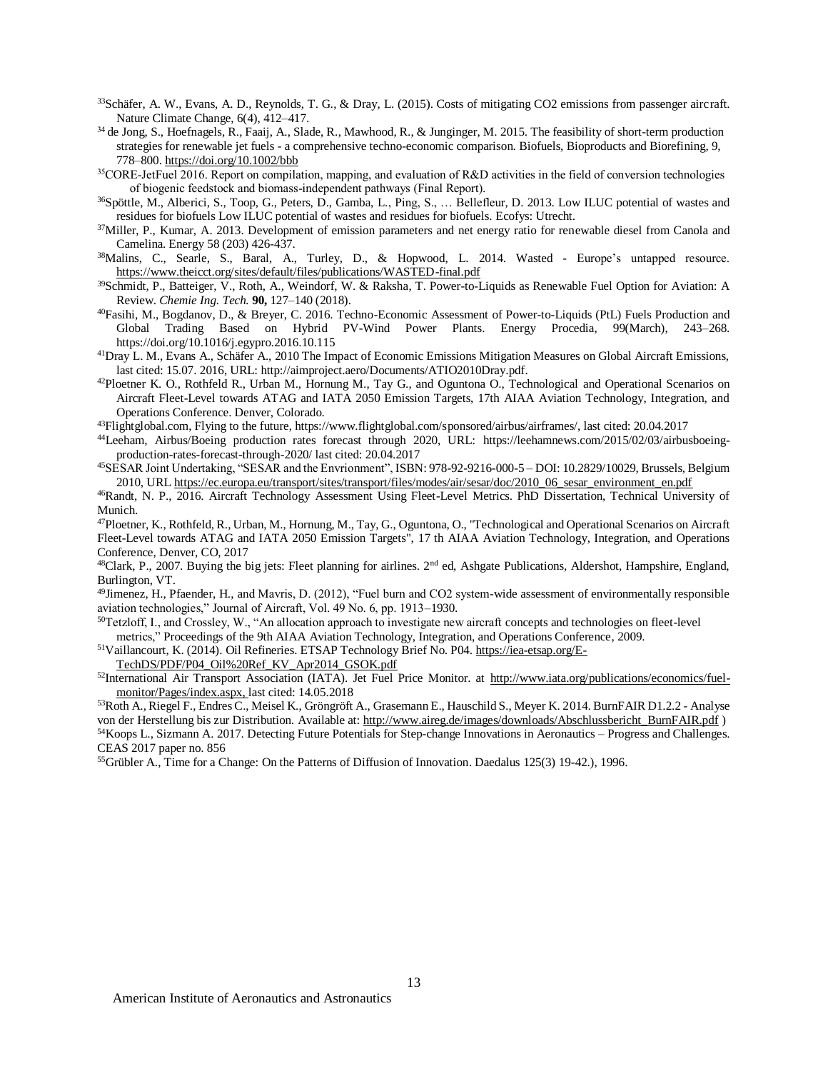[33]Schäfer, A. W., Evans, A. D., Reynolds, T. G., & Dray, L. (2015). Costs of mitigating CO2 emissions from passenger aircraft. Nature Climate Change, 6(4), 412–417.

[34] de Jong, S., Hoefnagels, R., Faaij, A., Slade, R., Mawhood, R., & Junginger, M. 2015. The feasibility of short-term production strategies for renewable jet fuels - a comprehensive techno-economic comparison. Biofuels, Bioproducts and Biorefining, 9, 778–800. https://doi.org/10.1002/bbb

[35]CORE-JetFuel 2016. Report on compilation, mapping, and evaluation of R&D activities in the field of conversion technologies of biogenic feedstock and biomass-independent pathways (Final Report).

[36]Spöttle, M., Alberici, S., Toop, G., Peters, D., Gamba, L., Ping, S., … Bellefleur, D. 2013. Low ILUC potential of wastes and residues for biofuels Low ILUC potential of wastes and residues for biofuels. Ecofys: Utrecht.

[37]Miller, P., Kumar, A. 2013. Development of emission parameters and net energy ratio for renewable diesel from Canola and Camelina. Energy 58 (203) 426-437.

[38]Malins, C., Searle, S., Baral, A., Turley, D., & Hopwood, L. 2014. Wasted - Europe's untapped resource. https://www.theicct.org/sites/default/files/publications/WASTED-final.pdf

[39]Schmidt, P., Batteiger, V., Roth, A., Weindorf, W. & Raksha, T. Power-to-Liquids as Renewable Fuel Option for Aviation: A Review. *Chemie Ing. Tech.* **90,** 127–140 (2018).

[40]Fasihi, M., Bogdanov, D., & Breyer, C. 2016. Techno-Economic Assessment of Power-to-Liquids (PtL) Fuels Production and Global Trading Based on Hybrid PV-Wind Power Plants. Energy Procedia, 99(March), 243–268. https://doi.org/10.1016/j.egypro.2016.10.115

[41]Dray L. M., Evans A., Schäfer A., 2010 The Impact of Economic Emissions Mitigation Measures on Global Aircraft Emissions, last cited: 15.07. 2016, URL: http://aimproject.aero/Documents/ATIO2010Dray.pdf.

[42]Ploetner K. O., Rothfeld R., Urban M., Hornung M., Tay G., and Oguntona O., Technological and Operational Scenarios on Aircraft Fleet-Level towards ATAG and IATA 2050 Emission Targets, 17th AIAA Aviation Technology, Integration, and Operations Conference. Denver, Colorado.

[43]Flightglobal.com, Flying to the future, https://www.flightglobal.com/sponsored/airbus/airframes/, last cited: 20.04.2017

[44]Leeham, Airbus/Boeing production rates forecast through 2020, URL: https://leehamnews.com/2015/02/03/airbusboeing-production-rates-forecast-through-2020/ last cited: 20.04.2017

[45]SESAR Joint Undertaking, "SESAR and the Envrionment", ISBN: 978-92-9216-000-5 – DOI: 10.2829/10029, Brussels, Belgium 2010, URL https://ec.europa.eu/transport/sites/transport/files/modes/air/sesar/doc/2010_06_sesar_environment_en.pdf

[46]Randt, N. P., 2016. Aircraft Technology Assessment Using Fleet-Level Metrics. PhD Dissertation, Technical University of Munich.

[47]Ploetner, K., Rothfeld, R., Urban, M., Hornung, M., Tay, G., Oguntona, O., "Technological and Operational Scenarios on Aircraft Fleet-Level towards ATAG and IATA 2050 Emission Targets", 17 th AIAA Aviation Technology, Integration, and Operations Conference, Denver, CO, 2017

[48]Clark, P., 2007. Buying the big jets: Fleet planning for airlines. 2nd ed, Ashgate Publications, Aldershot, Hampshire, England, Burlington, VT.

[49]Jimenez, H., Pfaender, H., and Mavris, D. (2012), "Fuel burn and CO2 system-wide assessment of environmentally responsible aviation technologies," Journal of Aircraft, Vol. 49 No. 6, pp. 1913–1930.

[50]Tetzloff, I., and Crossley, W., "An allocation approach to investigate new aircraft concepts and technologies on fleet-level metrics," Proceedings of the 9th AIAA Aviation Technology, Integration, and Operations Conference, 2009.

[51]Vaillancourt, K. (2014). Oil Refineries. ETSAP Technology Brief No. P04. https://iea-etsap.org/E-TechDS/PDF/P04_Oil%20Ref_KV_Apr2014_GSOK.pdf

[52]International Air Transport Association (IATA). Jet Fuel Price Monitor. at http://www.iata.org/publications/economics/fuel-monitor/Pages/index.aspx, last cited: 14.05.2018

[53]Roth A., Riegel F., Endres C., Meisel K., Gröngröft A., Grasemann E., Hauschild S., Meyer K. 2014. BurnFAIR D1.2.2 - Analyse von der Herstellung bis zur Distribution. Available at: http://www.aireg.de/images/downloads/Abschlussbericht_BurnFAIR.pdf )

[54]Koops L., Sizmann A. 2017. Detecting Future Potentials for Step-change Innovations in Aeronautics – Progress and Challenges. CEAS 2017 paper no. 856

[55]Grübler A., Time for a Change: On the Patterns of Diffusion of Innovation. Daedalus 125(3) 19-42.), 1996.